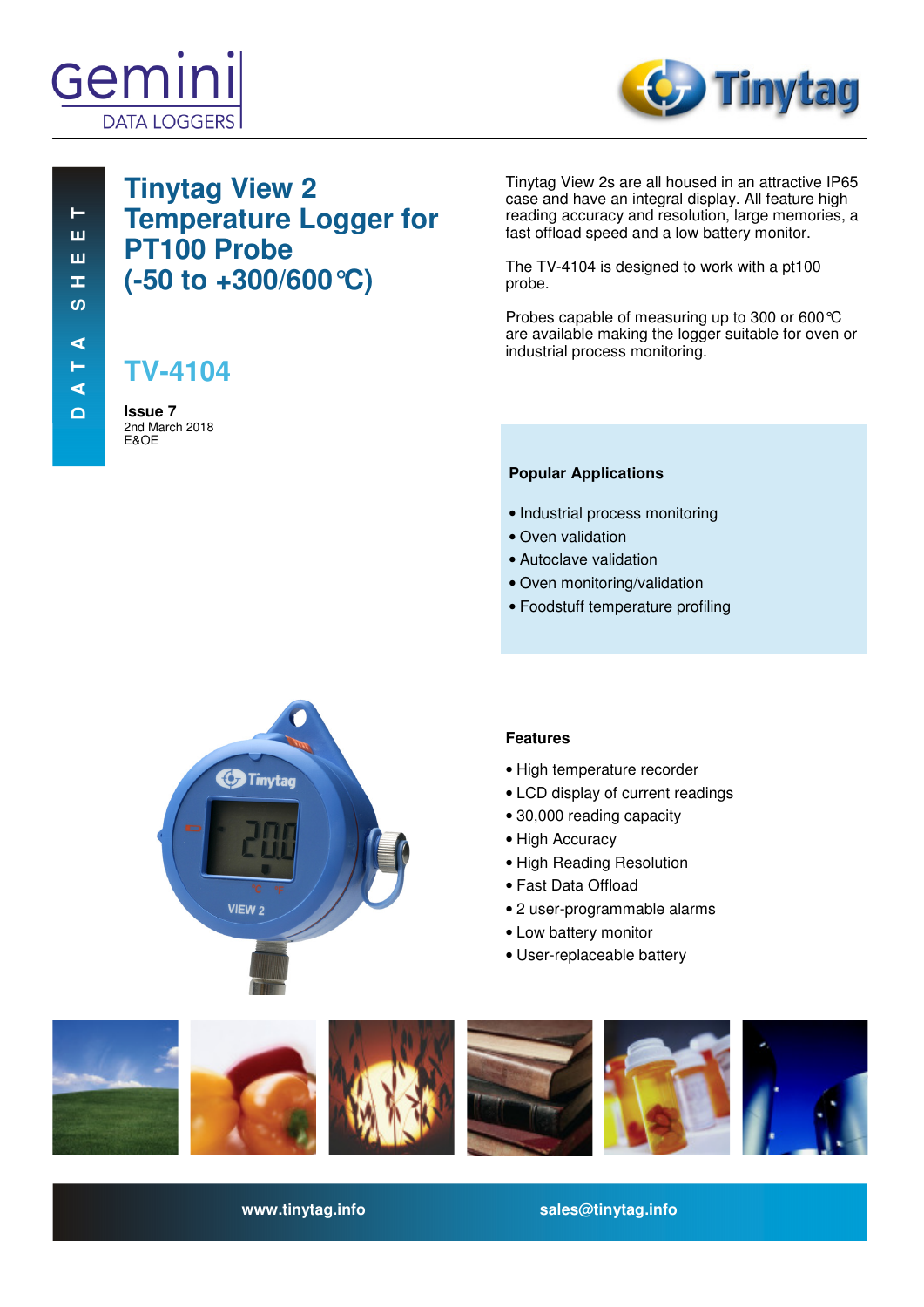Gemini DATA LOGGERS

Tinytag

DATA SHEET

# Tinytag View 2 Temperature Logger for PT100 Probe (-50 to +300/600°C)

## TV-4104

**Issue 7**
2nd March 2018
E&OE

Tinytag View 2s are all housed in an attractive IP65 case and have an integral display. All feature high reading accuracy and resolution, large memories, a fast offload speed and a low battery monitor.

The TV-4104 is designed to work with a pt100 probe.

Probes capable of measuring up to 300 or 600°C are available making the logger suitable for oven or industrial process monitoring.

### Popular Applications

- Industrial process monitoring
- Oven validation
- Autoclave validation
- Oven monitoring/validation
- Foodstuff temperature profiling

### Features

- High temperature recorder
- LCD display of current readings
- 30,000 reading capacity
- High Accuracy
- High Reading Resolution
- Fast Data Offload
- 2 user-programmable alarms
- Low battery monitor
- User-replaceable battery

www.tinytag.info sales@tinytag.info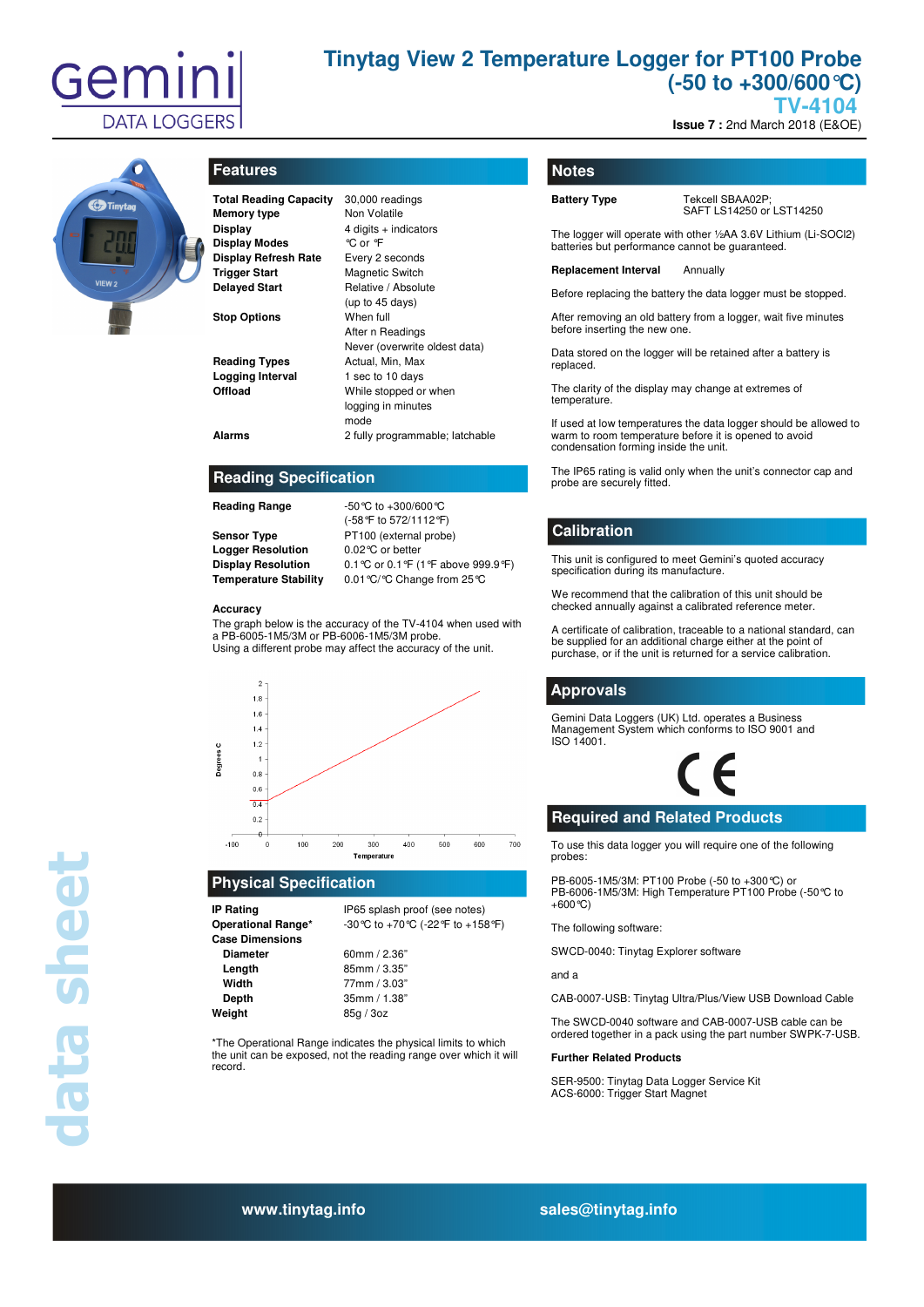# Tinytag View 2 Temperature Logger for PT100 Probe (-50 to +300/600 °C)

## TV-4104

**Issue 7 :** 2nd March 2018 (E&OE)

## Features

| | |
|---|---|
| **Total Reading Capacity** | 30,000 readings |
| **Memory type** | Non Volatile |
| **Display** | 4 digits + indicators |
| **Display Modes** | °C or °F |
| **Display Refresh Rate** | Every 2 seconds |
| **Trigger Start** | Magnetic Switch |
| **Delayed Start** | Relative / Absolute (up to 45 days) |
| **Stop Options** | When full<br>After n Readings<br>Never (overwrite oldest data) |
| **Reading Types** | Actual, Min, Max |
| **Logging Interval** | 1 sec to 10 days |
| **Offload** | While stopped or when logging in minutes mode |
| **Alarms** | 2 fully programmable; latchable |

## Reading Specification

| | |
|---|---|
| **Reading Range** | -50 °C to +300/600 °C (-58 °F to 572/1112 °F) |
| **Sensor Type** | PT100 (external probe) |
| **Logger Resolution** | 0.02 °C or better |
| **Display Resolution** | 0.1 °C or 0.1 °F (1 °F above 999.9 °F) |
| **Temperature Stability** | 0.01 °C/°C Change from 25 °C |

**Accuracy**

The graph below is the accuracy of the TV-4104 when used with a PB-6005-1M5/3M or PB-6006-1M5/3M probe.
Using a different probe may affect the accuracy of the unit.

Degrees C
2
1.8
1.6
1.4
1.2
1
0.8
0.6
0.4
0.2
0
-100
0
100
200
300
400
500
600
700
Temperature

## Physical Specification

| | |
|---|---|
| **IP Rating** | IP65 splash proof (see notes) |
| **Operational Range*** | -30 °C to +70 °C (-22 °F to +158 °F) |
| **Case Dimensions** | |
| **Diameter** | 60mm / 2.36" |
| **Length** | 85mm / 3.35" |
| **Width** | 77mm / 3.03" |
| **Depth** | 35mm / 1.38" |
| **Weight** | 85g / 3oz |

*The Operational Range indicates the physical limits to which the unit can be exposed, not the reading range over which it will record.

## Notes

**Battery Type** Tekcell SBAA02P; SAFT LS14250 or LST14250

The logger will operate with other ½AA 3.6V Lithium (Li-SOCl2) batteries but performance cannot be guaranteed.

**Replacement Interval** Annually

Before replacing the battery the data logger must be stopped.

After removing an old battery from a logger, wait five minutes before inserting the new one.

Data stored on the logger will be retained after a battery is replaced.

The clarity of the display may change at extremes of temperature.

If used at low temperatures the data logger should be allowed to warm to room temperature before it is opened to avoid condensation forming inside the unit.

The IP65 rating is valid only when the unit's connector cap and probe are securely fitted.

## Calibration

This unit is configured to meet Gemini's quoted accuracy specification during its manufacture.

We recommend that the calibration of this unit should be checked annually against a calibrated reference meter.

A certificate of calibration, traceable to a national standard, can be supplied for an additional charge either at the point of purchase, or if the unit is returned for a service calibration.

## Approvals

Gemini Data Loggers (UK) Ltd. operates a Business Management System which conforms to ISO 9001 and ISO 14001.

CE

## Required and Related Products

To use this data logger you will require one of the following probes:

PB-6005-1M5/3M: PT100 Probe (-50 to +300 °C) or
PB-6006-1M5/3M: High Temperature PT100 Probe (-50 °C to +600 °C)

The following software:

SWCD-0040: Tinytag Explorer software

and a

CAB-0007-USB: Tinytag Ultra/Plus/View USB Download Cable

The SWCD-0040 software and CAB-0007-USB cable can be ordered together in a pack using the part number SWPK-7-USB.

**Further Related Products**

SER-9500: Tinytag Data Logger Service Kit
ACS-6000: Trigger Start Magnet

www.tinytag.info sales@tinytag.info